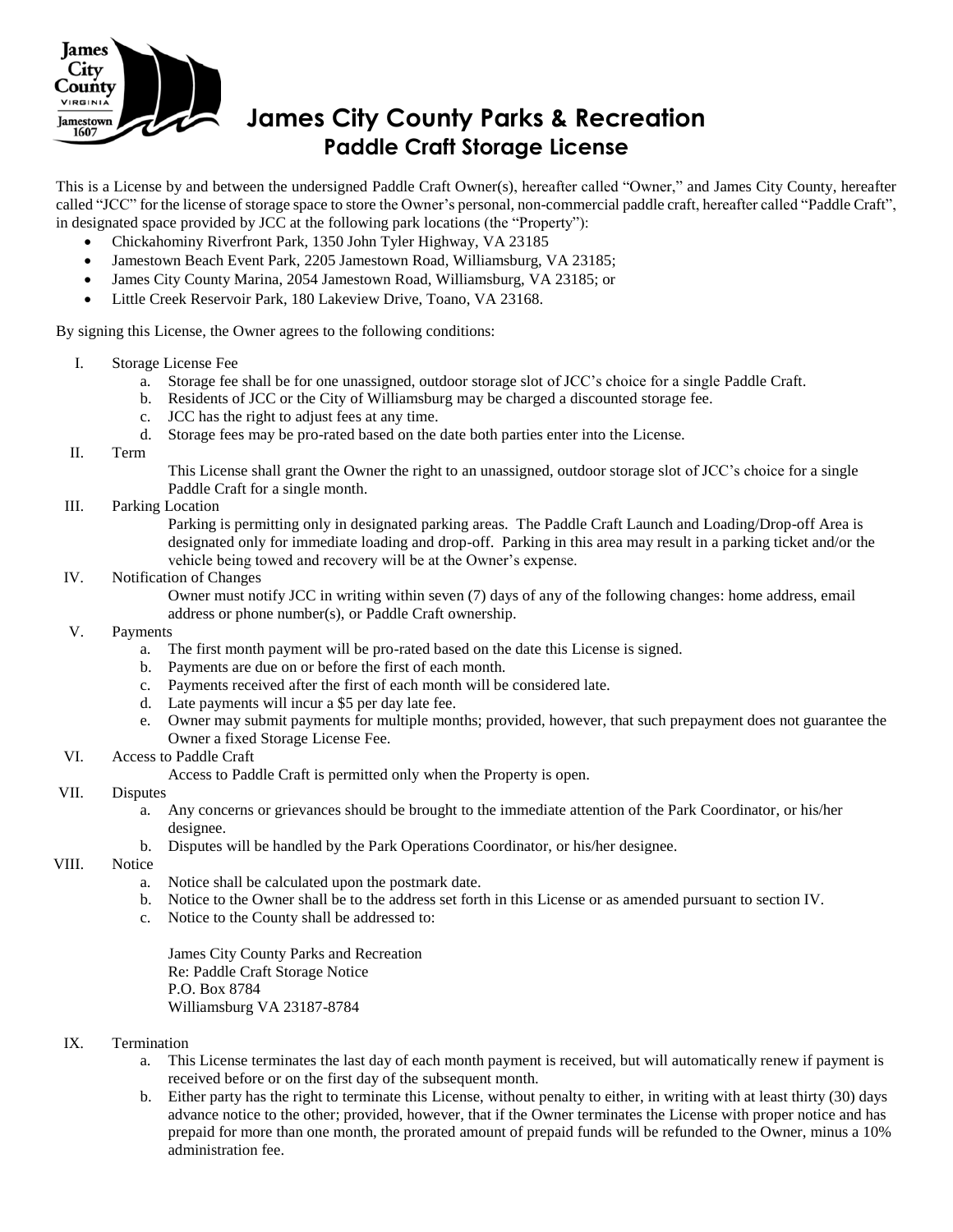# James City County Parks & Recreation

## Paddle Craft Storage License

This is a License by and between the undersigned Paddle Craft Owner(s), hereafter called "Owner," and James City County, hereafter called "JCC" for the license of storage space to store the Owner's personal, non-commercial paddle craft, hereafter called "Paddle Craft", in designated space provided by JCC at the following park locations (the "Property"):

- Chickahominy Riverfront Park, 1350 John Tyler Highway, VA 23185
- Jamestown Beach Event Park, 2205 Jamestown Road, Williamsburg, VA 23185;
- James City County Marina, 2054 Jamestown Road, Williamsburg, VA 23185; or
- Little Creek Reservoir Park, 180 Lakeview Drive, Toano, VA 23168.

By signing this License, the Owner agrees to the following conditions:

I. Storage License Fee
   a. Storage fee shall be for one unassigned, outdoor storage slot of JCC's choice for a single Paddle Craft.
   b. Residents of JCC or the City of Williamsburg may be charged a discounted storage fee.
   c. JCC has the right to adjust fees at any time.
   d. Storage fees may be pro-rated based on the date both parties enter into the License.

II. Term

   This License shall grant the Owner the right to an unassigned, outdoor storage slot of JCC's choice for a single Paddle Craft for a single month.

III. Parking Location

   Parking is permitting only in designated parking areas. The Paddle Craft Launch and Loading/Drop-off Area is designated only for immediate loading and drop-off. Parking in this area may result in a parking ticket and/or the vehicle being towed and recovery will be at the Owner's expense.

IV. Notification of Changes

   Owner must notify JCC in writing within seven (7) days of any of the following changes: home address, email address or phone number(s), or Paddle Craft ownership.

V. Payments
   a. The first month payment will be pro-rated based on the date this License is signed.
   b. Payments are due on or before the first of each month.
   c. Payments received after the first of each month will be considered late.
   d. Late payments will incur a $5 per day late fee.
   e. Owner may submit payments for multiple months; provided, however, that such prepayment does not guarantee the Owner a fixed Storage License Fee.

VI. Access to Paddle Craft

   Access to Paddle Craft is permitted only when the Property is open.

VII. Disputes
   a. Any concerns or grievances should be brought to the immediate attention of the Park Coordinator, or his/her designee.
   b. Disputes will be handled by the Park Operations Coordinator, or his/her designee.

VIII. Notice
   a. Notice shall be calculated upon the postmark date.
   b. Notice to the Owner shall be to the address set forth in this License or as amended pursuant to section IV.
   c. Notice to the County shall be addressed to:

      James City County Parks and Recreation
      Re: Paddle Craft Storage Notice
      P.O. Box 8784
      Williamsburg VA 23187-8784

IX. Termination
   a. This License terminates the last day of each month payment is received, but will automatically renew if payment is received before or on the first day of the subsequent month.
   b. Either party has the right to terminate this License, without penalty to either, in writing with at least thirty (30) days advance notice to the other; provided, however, that if the Owner terminates the License with proper notice and has prepaid for more than one month, the prorated amount of prepaid funds will be refunded to the Owner, minus a 10% administration fee.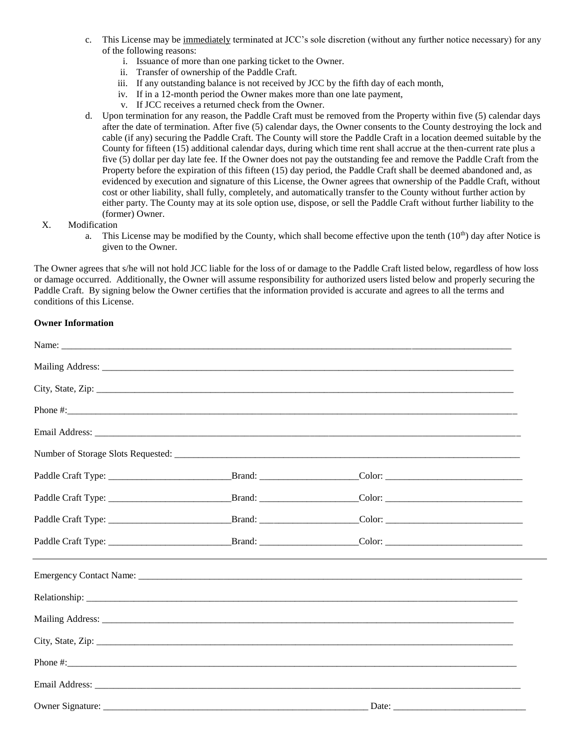c. This License may be <u>immediately</u> terminated at JCC's sole discretion (without any further notice necessary) for any of the following reasons:
   i. Issuance of more than one parking ticket to the Owner.
   ii. Transfer of ownership of the Paddle Craft.
   iii. If any outstanding balance is not received by JCC by the fifth day of each month,
   iv. If in a 12-month period the Owner makes more than one late payment,
   v. If JCC receives a returned check from the Owner.

d. Upon termination for any reason, the Paddle Craft must be removed from the Property within five (5) calendar days after the date of termination. After five (5) calendar days, the Owner consents to the County destroying the lock and cable (if any) securing the Paddle Craft. The County will store the Paddle Craft in a location deemed suitable by the County for fifteen (15) additional calendar days, during which time rent shall accrue at the then-current rate plus a five (5) dollar per day late fee. If the Owner does not pay the outstanding fee and remove the Paddle Craft from the Property before the expiration of this fifteen (15) day period, the Paddle Craft shall be deemed abandoned and, as evidenced by execution and signature of this License, the Owner agrees that ownership of the Paddle Craft, without cost or other liability, shall fully, completely, and automatically transfer to the County without further action by either party. The County may at its sole option use, dispose, or sell the Paddle Craft without further liability to the (former) Owner.

X. Modification

a. This License may be modified by the County, which shall become effective upon the tenth (10th) day after Notice is given to the Owner.

The Owner agrees that s/he will not hold JCC liable for the loss of or damage to the Paddle Craft listed below, regardless of how loss or damage occurred. Additionally, the Owner will assume responsibility for authorized users listed below and properly securing the Paddle Craft. By signing below the Owner certifies that the information provided is accurate and agrees to all the terms and conditions of this License.

**Owner Information**

Name: ______________________________

Mailing Address: ______________________________

City, State, Zip: ______________________________

Phone #: ______________________________

Email Address: ______________________________

Number of Storage Slots Requested: ______________________________

Paddle Craft Type: ______________ Brand: ______________ Color: ______________

Paddle Craft Type: ______________ Brand: ______________ Color: ______________

Paddle Craft Type: ______________ Brand: ______________ Color: ______________

Paddle Craft Type: ______________ Brand: ______________ Color: ______________

---

Emergency Contact Name: ______________________________

Relationship: ______________________________

Mailing Address: ______________________________

City, State, Zip: ______________________________

Phone #: ______________________________

Email Address: ______________________________

Owner Signature: ______________________________ Date: ______________